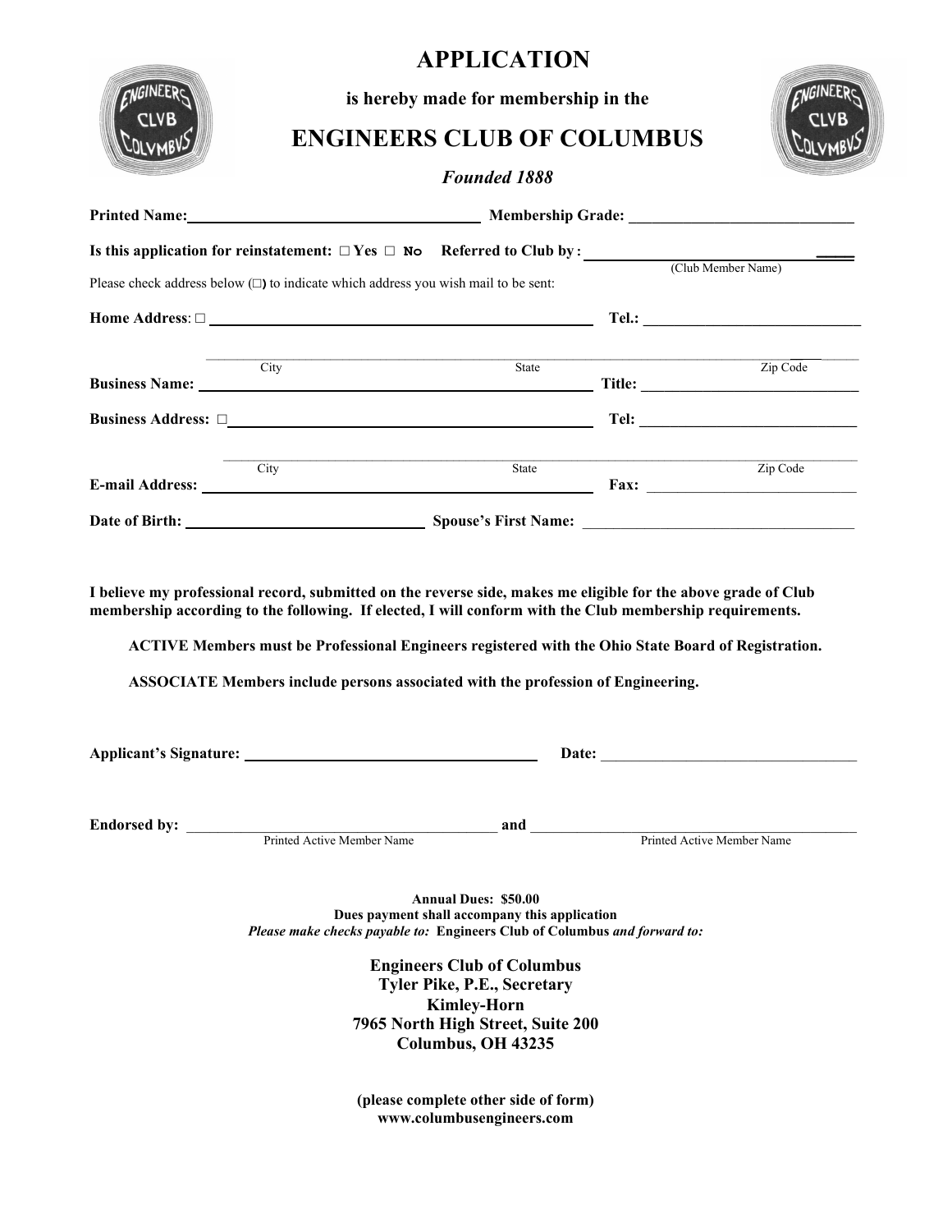# APPLICATION

**is hereby made for membership in the**

# ENGINEERS CLUB OF COLUMBUS

***Founded 1888***

**Printed Name:** ______________________ **Membership Grade:** ______________________

**Is this application for reinstatement:** □ **Yes** □ **No** **Referred to Club by:** ______________________
(Club Member Name)

Please check address below (□) to indicate which address you wish mail to be sent:

**Home Address**: □ ______________________ **Tel.:** ______________________

City ______________________ State ______________________ Zip Code ______________________

**Business Name:** ______________________ **Title:** ______________________

**Business Address:** □ ______________________ **Tel:** ______________________

City ______________________ State ______________________ Zip Code ______________________

**E-mail Address:** ______________________ **Fax:** ______________________

**Date of Birth:** ______________________ **Spouse's First Name:** ______________________

**I believe my professional record, submitted on the reverse side, makes me eligible for the above grade of Club membership according to the following. If elected, I will conform with the Club membership requirements.**

**ACTIVE Members must be Professional Engineers registered with the Ohio State Board of Registration.**

**ASSOCIATE Members include persons associated with the profession of Engineering.**

**Applicant's Signature:** ______________________ **Date:** ______________________

**Endorsed by:** ______________________ **and** ______________________
Printed Active Member Name — Printed Active Member Name

**Annual Dues: $50.00**
**Dues payment shall accompany this application**
***Please make checks payable to:*** **Engineers Club of Columbus** ***and forward to:***

**Engineers Club of Columbus**
**Tyler Pike, P.E., Secretary**
**Kimley-Horn**
**7965 North High Street, Suite 200**
**Columbus, OH 43235**

**(please complete other side of form)**
**www.columbusengineers.com**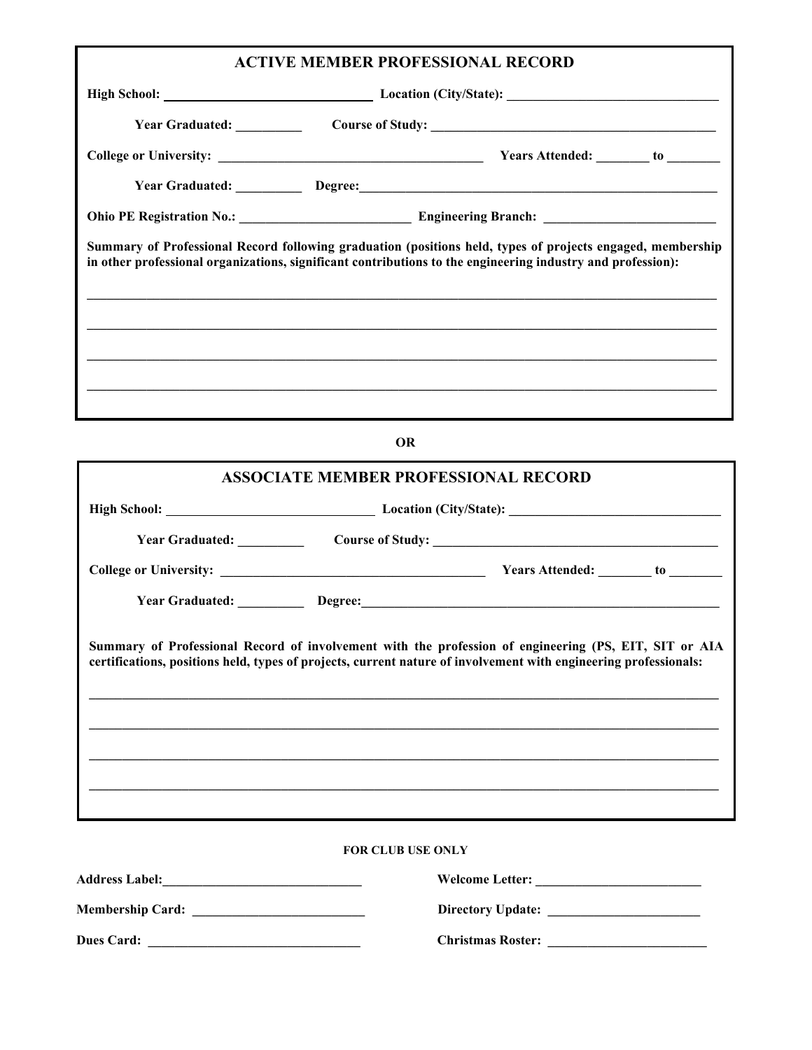## ACTIVE MEMBER PROFESSIONAL RECORD

**High School:** ______________________________ **Location (City/State):** ______________________________

**Year Graduated:** __________ **Course of Study:** ____________________________________________

**College or University:** ________________________________________ **Years Attended:** ________ **to** ________

**Year Graduated:** __________ **Degree:** ______________________________________________________

**Ohio PE Registration No.:** __________________________ **Engineering Branch:** __________________________

**Summary of Professional Record following graduation (positions held, types of projects engaged, membership in other professional organizations, significant contributions to the engineering industry and profession):**

______________________________________________________________________________________________

______________________________________________________________________________________________

______________________________________________________________________________________________

______________________________________________________________________________________________

**OR**

## ASSOCIATE MEMBER PROFESSIONAL RECORD

**High School:** ______________________________ **Location (City/State):** ______________________________

**Year Graduated:** __________ **Course of Study:** ____________________________________________

**College or University:** ________________________________________ **Years Attended:** ________ **to** ________

**Year Graduated:** __________ **Degree:** ______________________________________________________

**Summary of Professional Record of involvement with the profession of engineering (PS, EIT, SIT or AIA certifications, positions held, types of projects, current nature of involvement with engineering professionals:**

______________________________________________________________________________________________

______________________________________________________________________________________________

______________________________________________________________________________________________

______________________________________________________________________________________________

**FOR CLUB USE ONLY**

**Address Label:** ______________________________ **Welcome Letter:** __________________________

**Membership Card:** __________________________ **Directory Update:** ________________________

**Dues Card:** ________________________________ **Christmas Roster:** _________________________